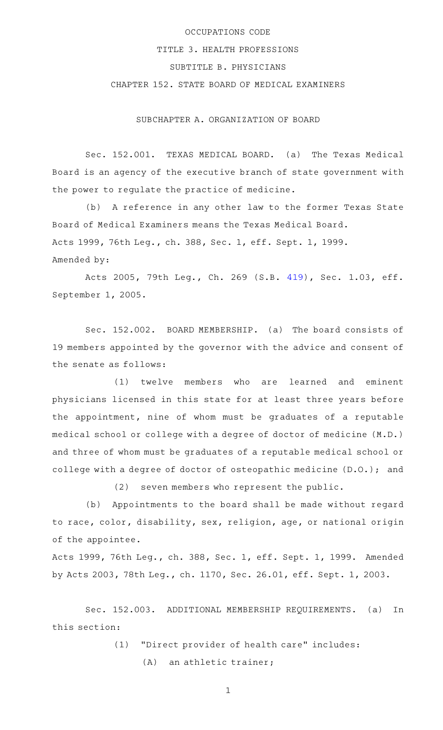OCCUPATIONS CODE

TITLE 3. HEALTH PROFESSIONS

SUBTITLE B. PHYSICIANS

CHAPTER 152. STATE BOARD OF MEDICAL EXAMINERS

SUBCHAPTER A. ORGANIZATION OF BOARD

Sec. 152.001. TEXAS MEDICAL BOARD. (a) The Texas Medical Board is an agency of the executive branch of state government with the power to regulate the practice of medicine.

(b) A reference in any other law to the former Texas State Board of Medical Examiners means the Texas Medical Board.

Acts 1999, 76th Leg., ch. 388, Sec. 1, eff. Sept. 1, 1999.

Amended by:

Acts 2005, 79th Leg., Ch. 269 (S.B. 419), Sec. 1.03, eff. September 1, 2005.

Sec. 152.002. BOARD MEMBERSHIP. (a) The board consists of 19 members appointed by the governor with the advice and consent of the senate as follows:

(1) twelve members who are learned and eminent physicians licensed in this state for at least three years before the appointment, nine of whom must be graduates of a reputable medical school or college with a degree of doctor of medicine (M.D.) and three of whom must be graduates of a reputable medical school or college with a degree of doctor of osteopathic medicine (D.O.); and

(2) seven members who represent the public.

(b) Appointments to the board shall be made without regard to race, color, disability, sex, religion, age, or national origin of the appointee.

Acts 1999, 76th Leg., ch. 388, Sec. 1, eff. Sept. 1, 1999. Amended by Acts 2003, 78th Leg., ch. 1170, Sec. 26.01, eff. Sept. 1, 2003.

Sec. 152.003. ADDITIONAL MEMBERSHIP REQUIREMENTS. (a) In this section:

(1) "Direct provider of health care" includes:

(A) an athletic trainer;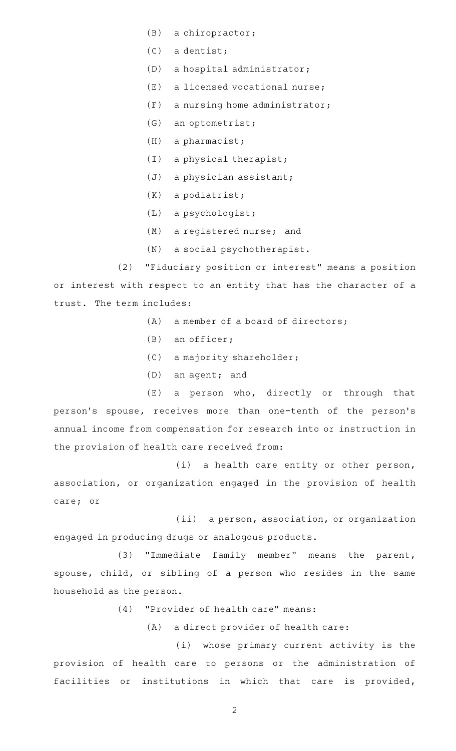(B) a chiropractor;

(C) a dentist;

(D) a hospital administrator;

(E) a licensed vocational nurse;

(F) a nursing home administrator;

(G) an optometrist;

(H) a pharmacist;

(I) a physical therapist;

(J) a physician assistant;

(K) a podiatrist;

(L) a psychologist;

(M) a registered nurse; and

(N) a social psychotherapist.

(2) "Fiduciary position or interest" means a position or interest with respect to an entity that has the character of a trust. The term includes:

(A) a member of a board of directors;

(B) an officer;

(C) a majority shareholder;

(D) an agent; and

(E) a person who, directly or through that person's spouse, receives more than one-tenth of the person's annual income from compensation for research into or instruction in the provision of health care received from:

(i) a health care entity or other person, association, or organization engaged in the provision of health care; or

(ii) a person, association, or organization engaged in producing drugs or analogous products.

(3) "Immediate family member" means the parent, spouse, child, or sibling of a person who resides in the same household as the person.

(4) "Provider of health care" means:

(A) a direct provider of health care:

(i) whose primary current activity is the provision of health care to persons or the administration of facilities or institutions in which that care is provided,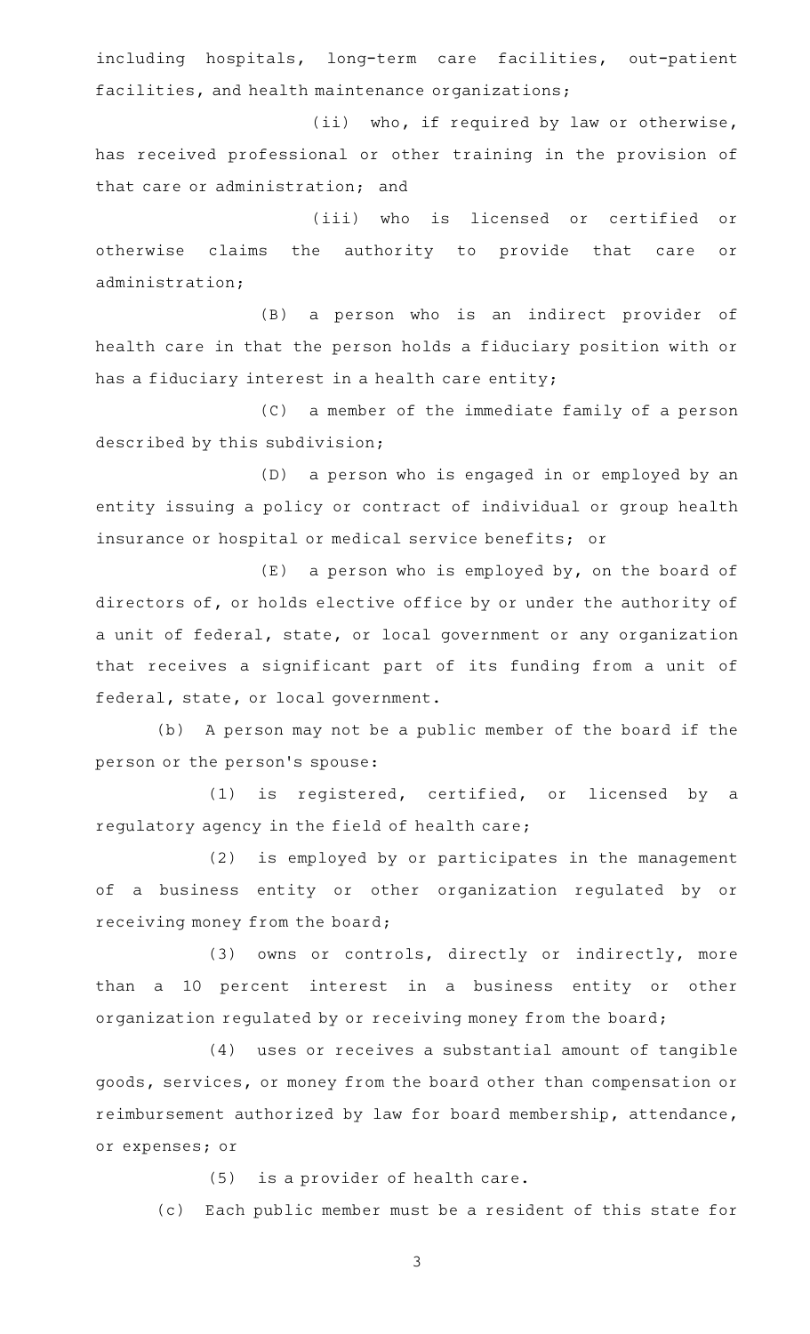including hospitals, long-term care facilities, out-patient facilities, and health maintenance organizations;

(ii) who, if required by law or otherwise, has received professional or other training in the provision of that care or administration; and

(iii) who is licensed or certified or otherwise claims the authority to provide that care or administration;

(B) a person who is an indirect provider of health care in that the person holds a fiduciary position with or has a fiduciary interest in a health care entity;

(C) a member of the immediate family of a person described by this subdivision;

(D) a person who is engaged in or employed by an entity issuing a policy or contract of individual or group health insurance or hospital or medical service benefits; or

(E) a person who is employed by, on the board of directors of, or holds elective office by or under the authority of a unit of federal, state, or local government or any organization that receives a significant part of its funding from a unit of federal, state, or local government.

(b) A person may not be a public member of the board if the person or the person's spouse:

(1) is registered, certified, or licensed by a regulatory agency in the field of health care;

(2) is employed by or participates in the management of a business entity or other organization regulated by or receiving money from the board;

(3) owns or controls, directly or indirectly, more than a 10 percent interest in a business entity or other organization regulated by or receiving money from the board;

(4) uses or receives a substantial amount of tangible goods, services, or money from the board other than compensation or reimbursement authorized by law for board membership, attendance, or expenses; or

(5) is a provider of health care.

(c) Each public member must be a resident of this state for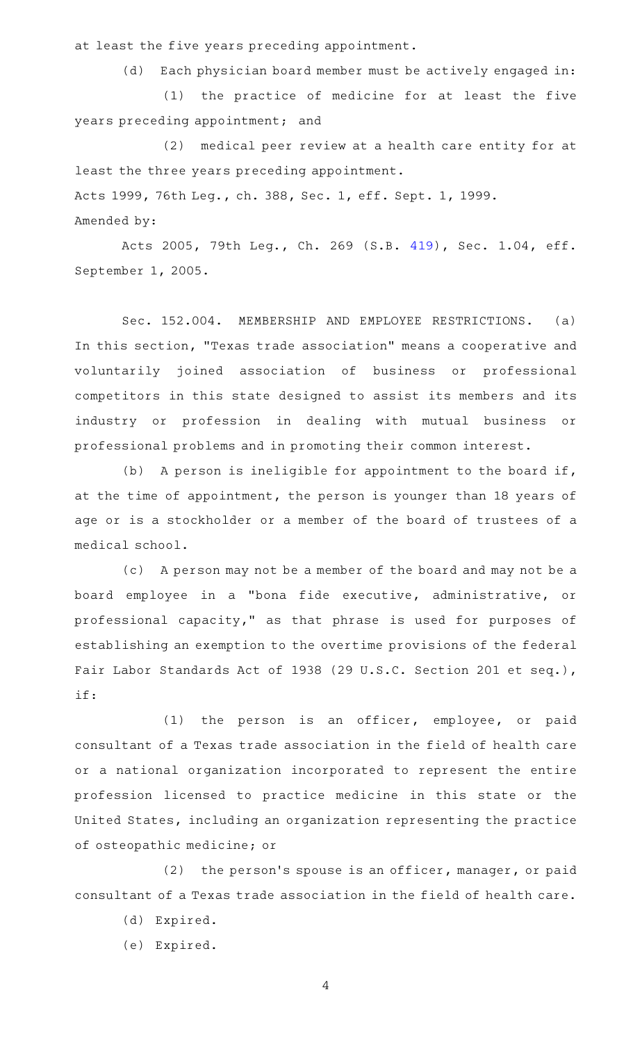at least the five years preceding appointment.

(d) Each physician board member must be actively engaged in:

(1) the practice of medicine for at least the five years preceding appointment; and

(2) medical peer review at a health care entity for at least the three years preceding appointment.

Acts 1999, 76th Leg., ch. 388, Sec. 1, eff. Sept. 1, 1999.

Amended by:

Acts 2005, 79th Leg., Ch. 269 (S.B. 419), Sec. 1.04, eff. September 1, 2005.

Sec. 152.004. MEMBERSHIP AND EMPLOYEE RESTRICTIONS. (a) In this section, "Texas trade association" means a cooperative and voluntarily joined association of business or professional competitors in this state designed to assist its members and its industry or profession in dealing with mutual business or professional problems and in promoting their common interest.

(b) A person is ineligible for appointment to the board if, at the time of appointment, the person is younger than 18 years of age or is a stockholder or a member of the board of trustees of a medical school.

(c) A person may not be a member of the board and may not be a board employee in a "bona fide executive, administrative, or professional capacity," as that phrase is used for purposes of establishing an exemption to the overtime provisions of the federal Fair Labor Standards Act of 1938 (29 U.S.C. Section 201 et seq.), if:

(1) the person is an officer, employee, or paid consultant of a Texas trade association in the field of health care or a national organization incorporated to represent the entire profession licensed to practice medicine in this state or the United States, including an organization representing the practice of osteopathic medicine; or

(2) the person's spouse is an officer, manager, or paid consultant of a Texas trade association in the field of health care.

(d) Expired.

(e) Expired.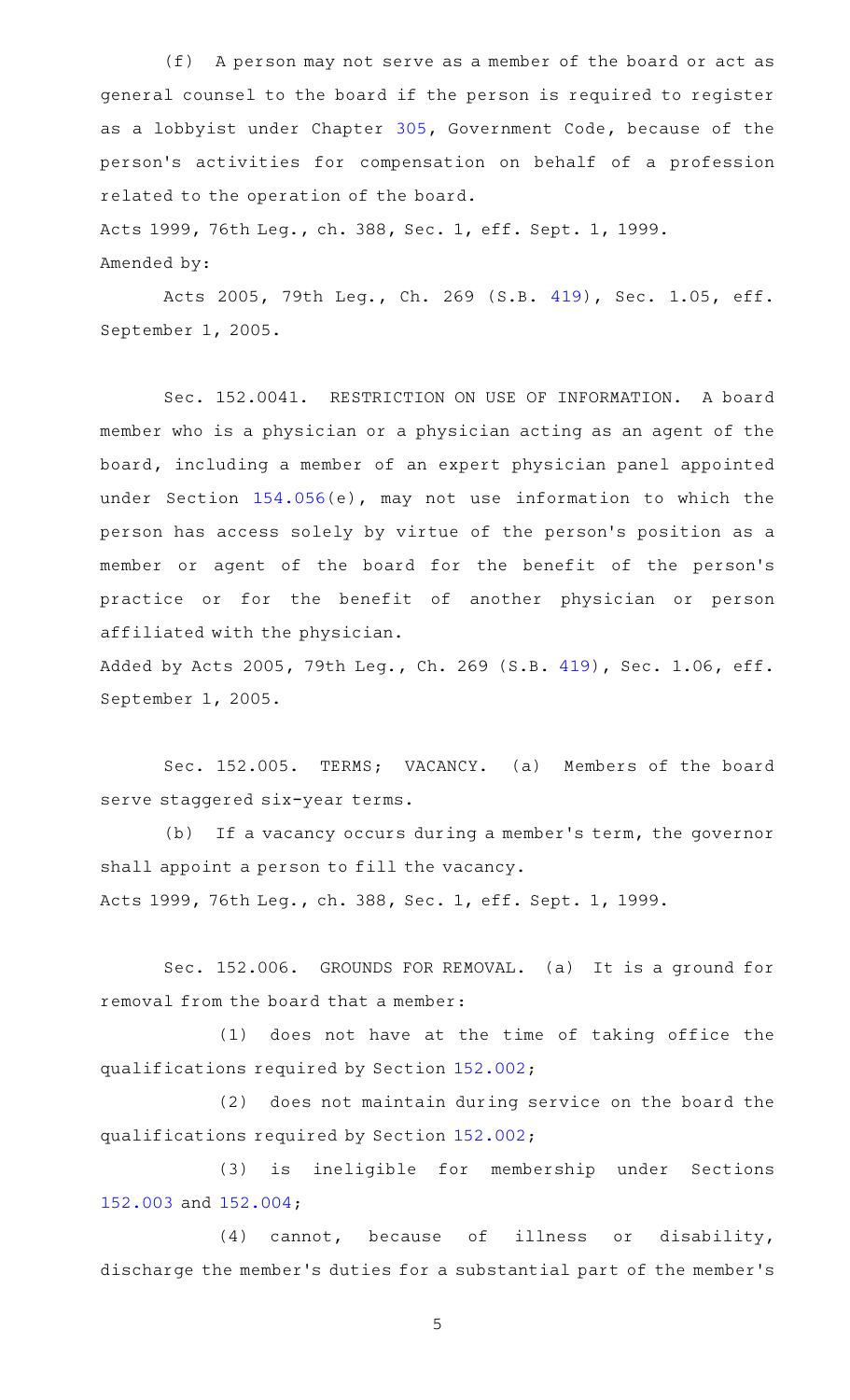(f) A person may not serve as a member of the board or act as general counsel to the board if the person is required to register as a lobbyist under Chapter 305, Government Code, because of the person's activities for compensation on behalf of a profession related to the operation of the board.

Acts 1999, 76th Leg., ch. 388, Sec. 1, eff. Sept. 1, 1999.

Amended by:

Acts 2005, 79th Leg., Ch. 269 (S.B. 419), Sec. 1.05, eff. September 1, 2005.

Sec. 152.0041. RESTRICTION ON USE OF INFORMATION. A board member who is a physician or a physician acting as an agent of the board, including a member of an expert physician panel appointed under Section 154.056(e), may not use information to which the person has access solely by virtue of the person's position as a member or agent of the board for the benefit of the person's practice or for the benefit of another physician or person affiliated with the physician.

Added by Acts 2005, 79th Leg., Ch. 269 (S.B. 419), Sec. 1.06, eff. September 1, 2005.

Sec. 152.005. TERMS; VACANCY. (a) Members of the board serve staggered six-year terms.

(b) If a vacancy occurs during a member's term, the governor shall appoint a person to fill the vacancy.

Acts 1999, 76th Leg., ch. 388, Sec. 1, eff. Sept. 1, 1999.

Sec. 152.006. GROUNDS FOR REMOVAL. (a) It is a ground for removal from the board that a member:

(1) does not have at the time of taking office the qualifications required by Section 152.002;

(2) does not maintain during service on the board the qualifications required by Section 152.002;

(3) is ineligible for membership under Sections 152.003 and 152.004;

(4) cannot, because of illness or disability, discharge the member's duties for a substantial part of the member's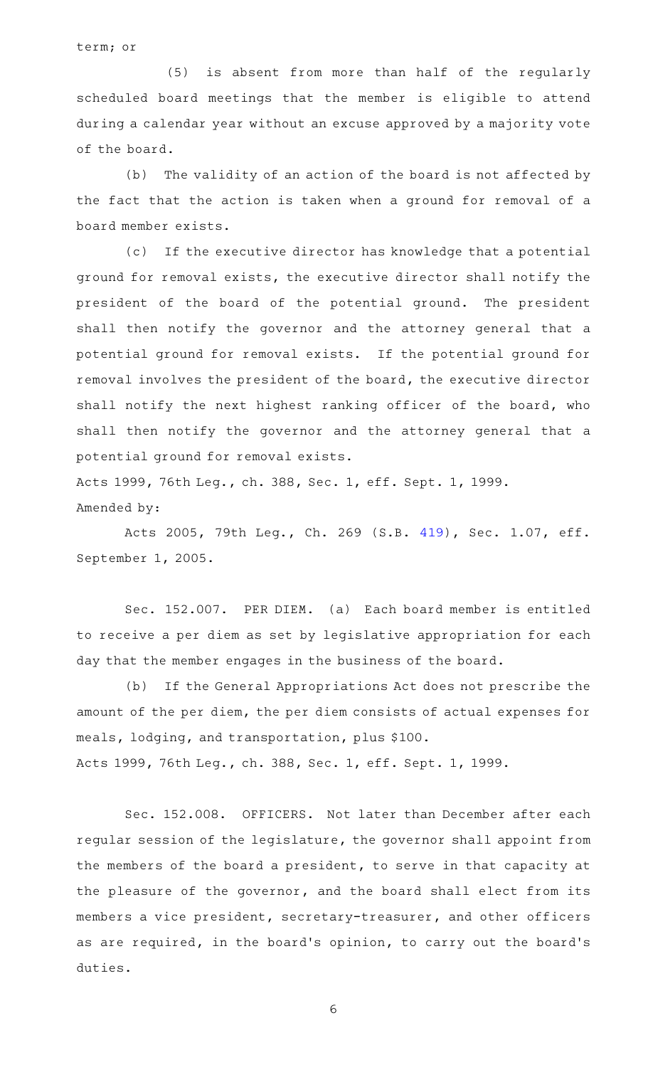term; or

(5) is absent from more than half of the regularly scheduled board meetings that the member is eligible to attend during a calendar year without an excuse approved by a majority vote of the board.

(b) The validity of an action of the board is not affected by the fact that the action is taken when a ground for removal of a board member exists.

(c) If the executive director has knowledge that a potential ground for removal exists, the executive director shall notify the president of the board of the potential ground. The president shall then notify the governor and the attorney general that a potential ground for removal exists. If the potential ground for removal involves the president of the board, the executive director shall notify the next highest ranking officer of the board, who shall then notify the governor and the attorney general that a potential ground for removal exists.

Acts 1999, 76th Leg., ch. 388, Sec. 1, eff. Sept. 1, 1999.
Amended by:

Acts 2005, 79th Leg., Ch. 269 (S.B. 419), Sec. 1.07, eff. September 1, 2005.

Sec. 152.007. PER DIEM. (a) Each board member is entitled to receive a per diem as set by legislative appropriation for each day that the member engages in the business of the board.

(b) If the General Appropriations Act does not prescribe the amount of the per diem, the per diem consists of actual expenses for meals, lodging, and transportation, plus $100.

Acts 1999, 76th Leg., ch. 388, Sec. 1, eff. Sept. 1, 1999.

Sec. 152.008. OFFICERS. Not later than December after each regular session of the legislature, the governor shall appoint from the members of the board a president, to serve in that capacity at the pleasure of the governor, and the board shall elect from its members a vice president, secretary-treasurer, and other officers as are required, in the board's opinion, to carry out the board's duties.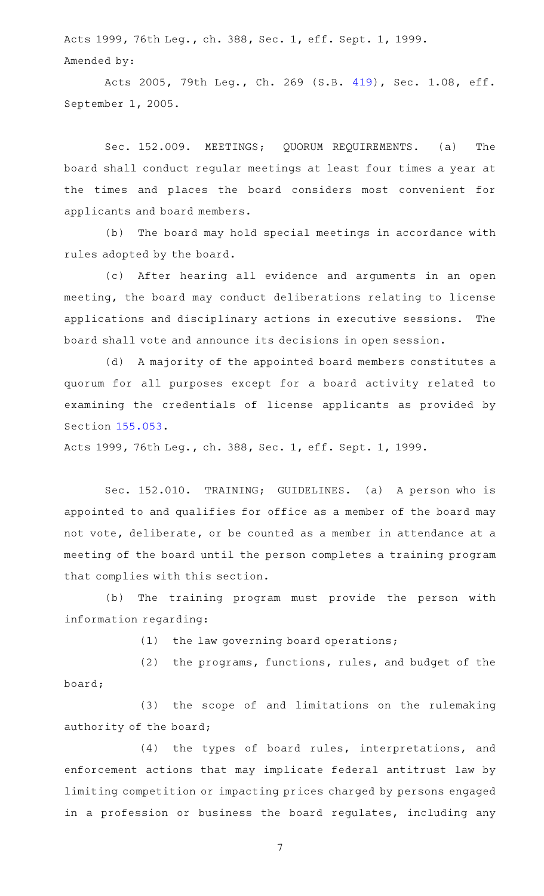Acts 1999, 76th Leg., ch. 388, Sec. 1, eff. Sept. 1, 1999.

Amended by:

Acts 2005, 79th Leg., Ch. 269 (S.B. 419), Sec. 1.08, eff. September 1, 2005.

Sec. 152.009. MEETINGS; QUORUM REQUIREMENTS. (a) The board shall conduct regular meetings at least four times a year at the times and places the board considers most convenient for applicants and board members.

(b) The board may hold special meetings in accordance with rules adopted by the board.

(c) After hearing all evidence and arguments in an open meeting, the board may conduct deliberations relating to license applications and disciplinary actions in executive sessions. The board shall vote and announce its decisions in open session.

(d) A majority of the appointed board members constitutes a quorum for all purposes except for a board activity related to examining the credentials of license applicants as provided by Section 155.053.

Acts 1999, 76th Leg., ch. 388, Sec. 1, eff. Sept. 1, 1999.

Sec. 152.010. TRAINING; GUIDELINES. (a) A person who is appointed to and qualifies for office as a member of the board may not vote, deliberate, or be counted as a member in attendance at a meeting of the board until the person completes a training program that complies with this section.

(b) The training program must provide the person with information regarding:

(1) the law governing board operations;

(2) the programs, functions, rules, and budget of the board;

(3) the scope of and limitations on the rulemaking authority of the board;

(4) the types of board rules, interpretations, and enforcement actions that may implicate federal antitrust law by limiting competition or impacting prices charged by persons engaged in a profession or business the board regulates, including any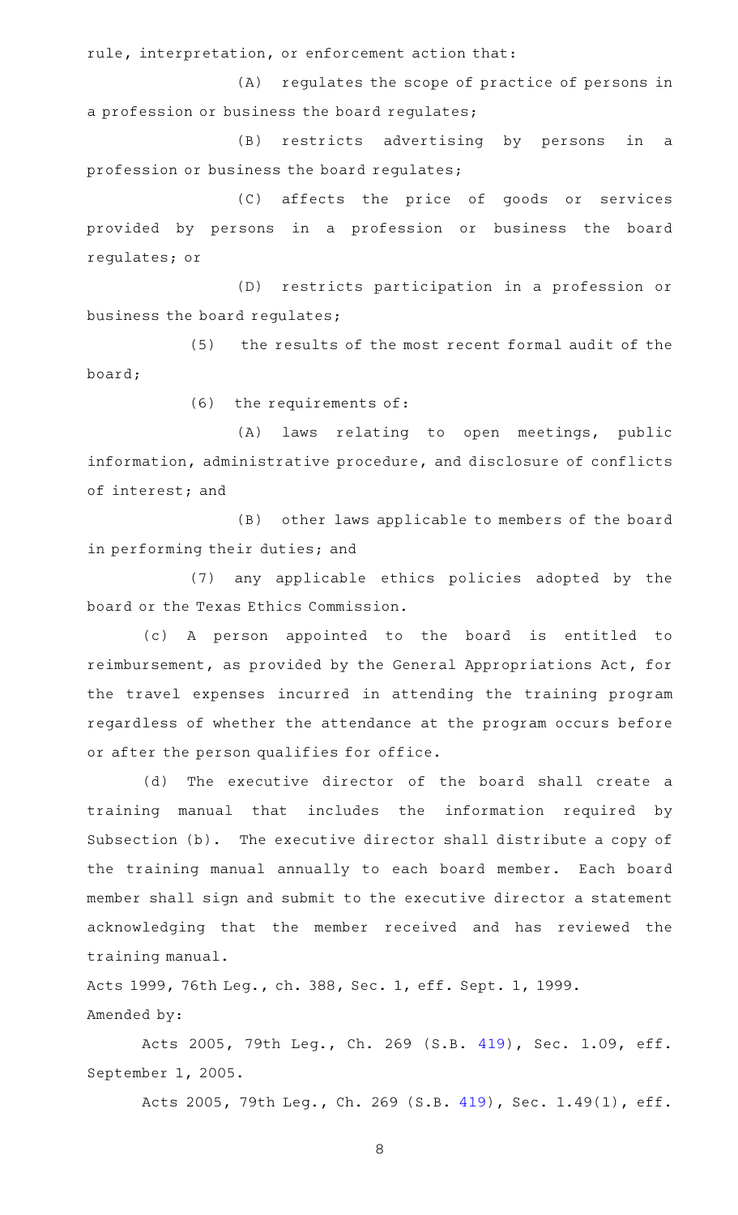rule, interpretation, or enforcement action that:

(A) regulates the scope of practice of persons in a profession or business the board regulates;

(B) restricts advertising by persons in a profession or business the board regulates;

(C) affects the price of goods or services provided by persons in a profession or business the board regulates; or

(D) restricts participation in a profession or business the board regulates;

(5) the results of the most recent formal audit of the board;

(6) the requirements of:

(A) laws relating to open meetings, public information, administrative procedure, and disclosure of conflicts of interest; and

(B) other laws applicable to members of the board in performing their duties; and

(7) any applicable ethics policies adopted by the board or the Texas Ethics Commission.

(c) A person appointed to the board is entitled to reimbursement, as provided by the General Appropriations Act, for the travel expenses incurred in attending the training program regardless of whether the attendance at the program occurs before or after the person qualifies for office.

(d) The executive director of the board shall create a training manual that includes the information required by Subsection (b). The executive director shall distribute a copy of the training manual annually to each board member. Each board member shall sign and submit to the executive director a statement acknowledging that the member received and has reviewed the training manual.

Acts 1999, 76th Leg., ch. 388, Sec. 1, eff. Sept. 1, 1999.

Amended by:

Acts 2005, 79th Leg., Ch. 269 (S.B. 419), Sec. 1.09, eff. September 1, 2005.

Acts 2005, 79th Leg., Ch. 269 (S.B. 419), Sec. 1.49(1), eff.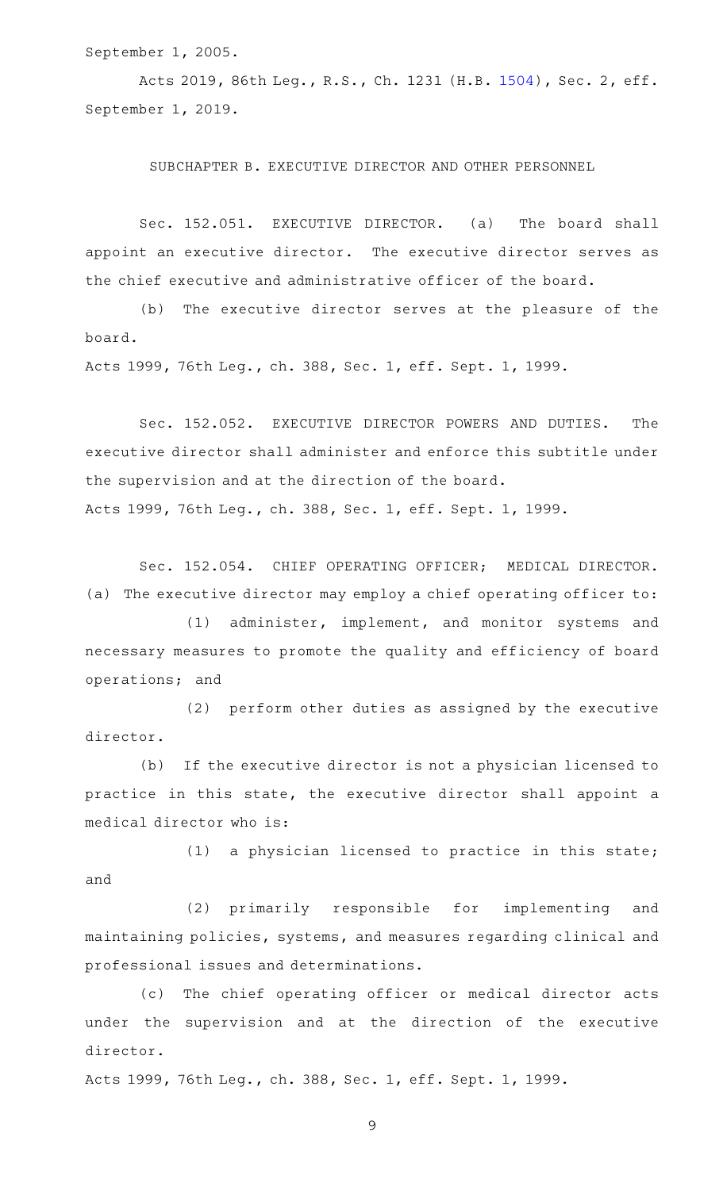September 1, 2005.

Acts 2019, 86th Leg., R.S., Ch. 1231 (H.B. 1504), Sec. 2, eff. September 1, 2019.

## SUBCHAPTER B. EXECUTIVE DIRECTOR AND OTHER PERSONNEL

Sec. 152.051. EXECUTIVE DIRECTOR. (a) The board shall appoint an executive director. The executive director serves as the chief executive and administrative officer of the board.

(b) The executive director serves at the pleasure of the board.

Acts 1999, 76th Leg., ch. 388, Sec. 1, eff. Sept. 1, 1999.

Sec. 152.052. EXECUTIVE DIRECTOR POWERS AND DUTIES. The executive director shall administer and enforce this subtitle under the supervision and at the direction of the board.

Acts 1999, 76th Leg., ch. 388, Sec. 1, eff. Sept. 1, 1999.

Sec. 152.054. CHIEF OPERATING OFFICER; MEDICAL DIRECTOR. (a) The executive director may employ a chief operating officer to:

(1) administer, implement, and monitor systems and necessary measures to promote the quality and efficiency of board operations; and

(2) perform other duties as assigned by the executive director.

(b) If the executive director is not a physician licensed to practice in this state, the executive director shall appoint a medical director who is:

(1) a physician licensed to practice in this state; and

(2) primarily responsible for implementing and maintaining policies, systems, and measures regarding clinical and professional issues and determinations.

(c) The chief operating officer or medical director acts under the supervision and at the direction of the executive director.

Acts 1999, 76th Leg., ch. 388, Sec. 1, eff. Sept. 1, 1999.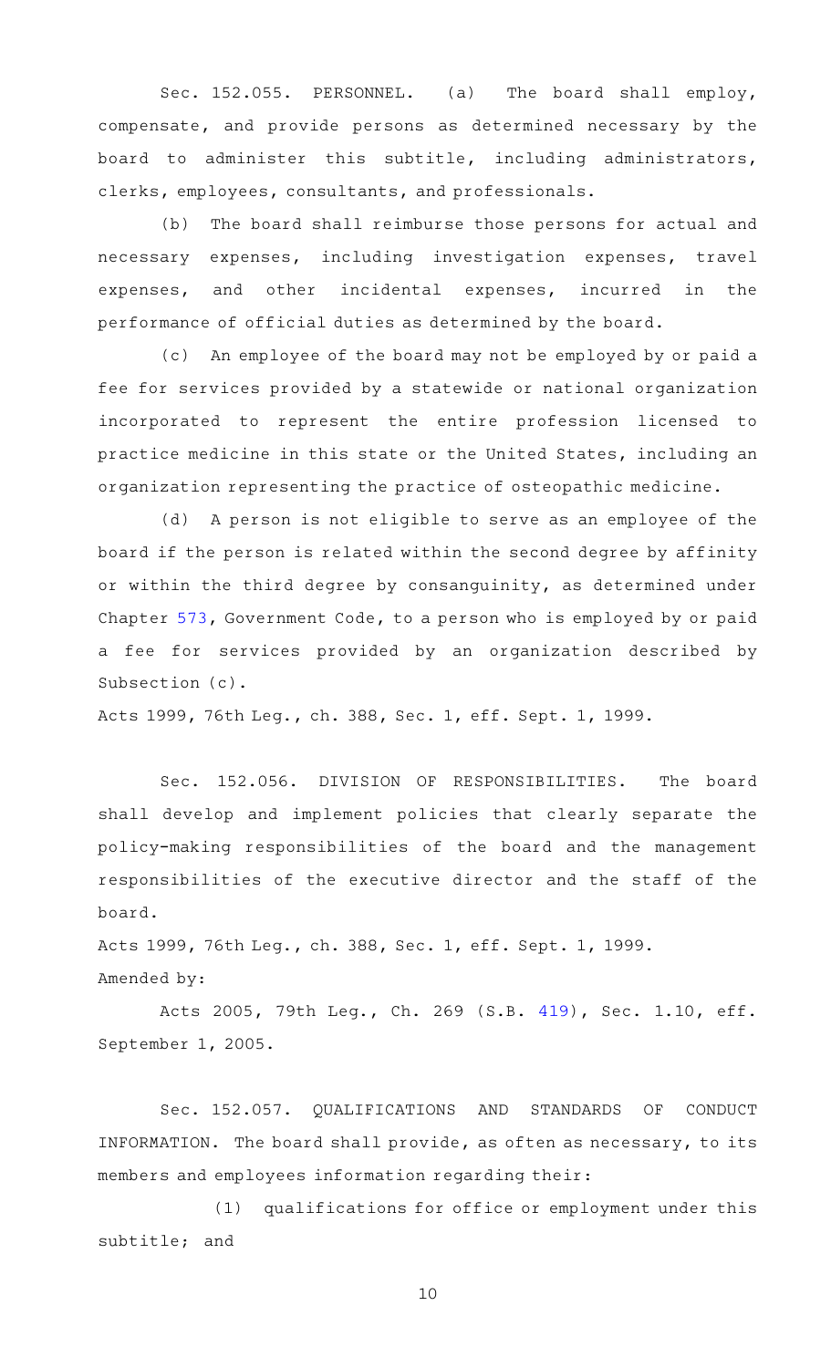Sec. 152.055. PERSONNEL. (a) The board shall employ, compensate, and provide persons as determined necessary by the board to administer this subtitle, including administrators, clerks, employees, consultants, and professionals.

(b) The board shall reimburse those persons for actual and necessary expenses, including investigation expenses, travel expenses, and other incidental expenses, incurred in the performance of official duties as determined by the board.

(c) An employee of the board may not be employed by or paid a fee for services provided by a statewide or national organization incorporated to represent the entire profession licensed to practice medicine in this state or the United States, including an organization representing the practice of osteopathic medicine.

(d) A person is not eligible to serve as an employee of the board if the person is related within the second degree by affinity or within the third degree by consanguinity, as determined under Chapter 573, Government Code, to a person who is employed by or paid a fee for services provided by an organization described by Subsection (c).

Acts 1999, 76th Leg., ch. 388, Sec. 1, eff. Sept. 1, 1999.

Sec. 152.056. DIVISION OF RESPONSIBILITIES. The board shall develop and implement policies that clearly separate the policy-making responsibilities of the board and the management responsibilities of the executive director and the staff of the board.

Acts 1999, 76th Leg., ch. 388, Sec. 1, eff. Sept. 1, 1999.
Amended by:

Acts 2005, 79th Leg., Ch. 269 (S.B. 419), Sec. 1.10, eff. September 1, 2005.

Sec. 152.057. QUALIFICATIONS AND STANDARDS OF CONDUCT INFORMATION. The board shall provide, as often as necessary, to its members and employees information regarding their:

(1) qualifications for office or employment under this subtitle; and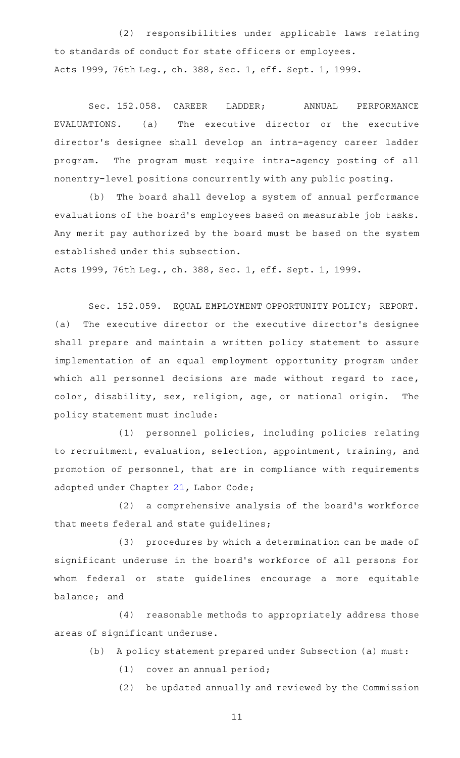(2) responsibilities under applicable laws relating to standards of conduct for state officers or employees.

Acts 1999, 76th Leg., ch. 388, Sec. 1, eff. Sept. 1, 1999.

Sec. 152.058. CAREER LADDER; ANNUAL PERFORMANCE EVALUATIONS. (a) The executive director or the executive director's designee shall develop an intra-agency career ladder program. The program must require intra-agency posting of all nonentry-level positions concurrently with any public posting.

(b) The board shall develop a system of annual performance evaluations of the board's employees based on measurable job tasks. Any merit pay authorized by the board must be based on the system established under this subsection.

Acts 1999, 76th Leg., ch. 388, Sec. 1, eff. Sept. 1, 1999.

Sec. 152.059. EQUAL EMPLOYMENT OPPORTUNITY POLICY; REPORT. (a) The executive director or the executive director's designee shall prepare and maintain a written policy statement to assure implementation of an equal employment opportunity program under which all personnel decisions are made without regard to race, color, disability, sex, religion, age, or national origin. The policy statement must include:

(1) personnel policies, including policies relating to recruitment, evaluation, selection, appointment, training, and promotion of personnel, that are in compliance with requirements adopted under Chapter 21, Labor Code;

(2) a comprehensive analysis of the board's workforce that meets federal and state guidelines;

(3) procedures by which a determination can be made of significant underuse in the board's workforce of all persons for whom federal or state guidelines encourage a more equitable balance; and

(4) reasonable methods to appropriately address those areas of significant underuse.

(b) A policy statement prepared under Subsection (a) must:

(1) cover an annual period;

(2) be updated annually and reviewed by the Commission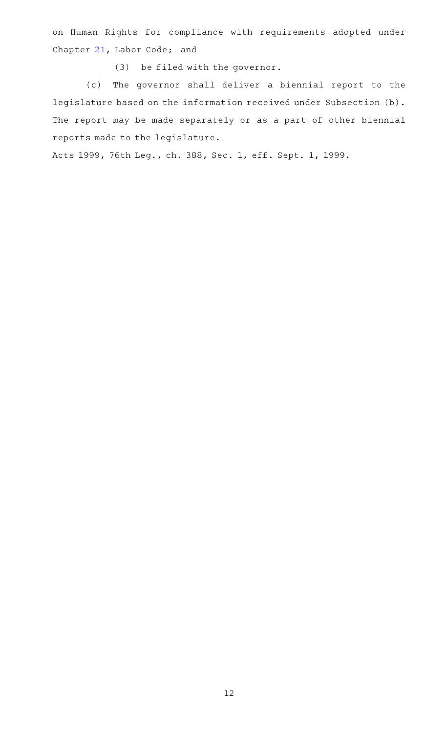on Human Rights for compliance with requirements adopted under Chapter 21, Labor Code; and

(3) be filed with the governor.

(c) The governor shall deliver a biennial report to the legislature based on the information received under Subsection (b). The report may be made separately or as a part of other biennial reports made to the legislature.

Acts 1999, 76th Leg., ch. 388, Sec. 1, eff. Sept. 1, 1999.